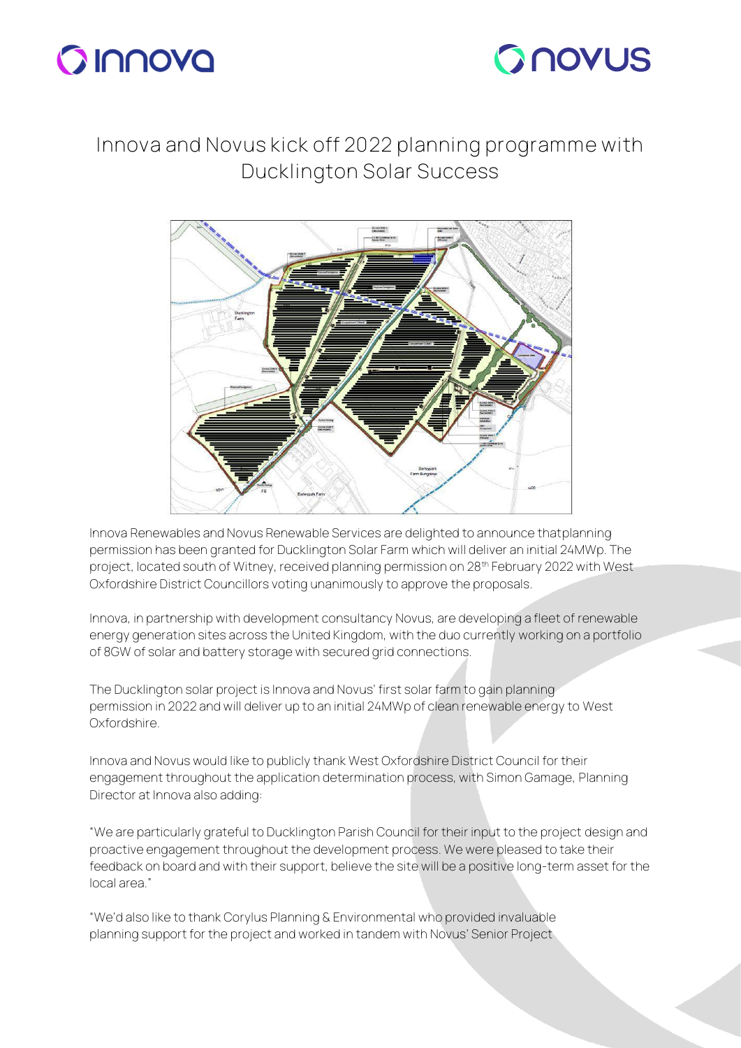# Innova and Novus kick off 2022 planning programme with Ducklington Solar Success

Innova Renewables and Novus Renewable Services are delighted to announce that planning permission has been granted for Ducklington Solar Farm which will deliver an initial 24MWp. The project, located south of Witney, received planning permission on 28th February 2022 with West Oxfordshire District Councillors voting unanimously to approve the proposals.

Innova, in partnership with development consultancy Novus, are developing a fleet of renewable energy generation sites across the United Kingdom, with the duo currently working on a portfolio of 8GW of solar and battery storage with secured grid connections.

The Ducklington solar project is Innova and Novus' first solar farm to gain planning permission in 2022 and will deliver up to an initial 24MWp of clean renewable energy to West Oxfordshire.

Innova and Novus would like to publicly thank West Oxfordshire District Council for their engagement throughout the application determination process, with Simon Gamage, Planning Director at Innova also adding:

"We are particularly grateful to Ducklington Parish Council for their input to the project design and proactive engagement throughout the development process. We were pleased to take their feedback on board and with their support, believe the site will be a positive long-term asset for the local area."

"We'd also like to thank Corylus Planning & Environmental who provided invaluable planning support for the project and worked in tandem with Novus' Senior Project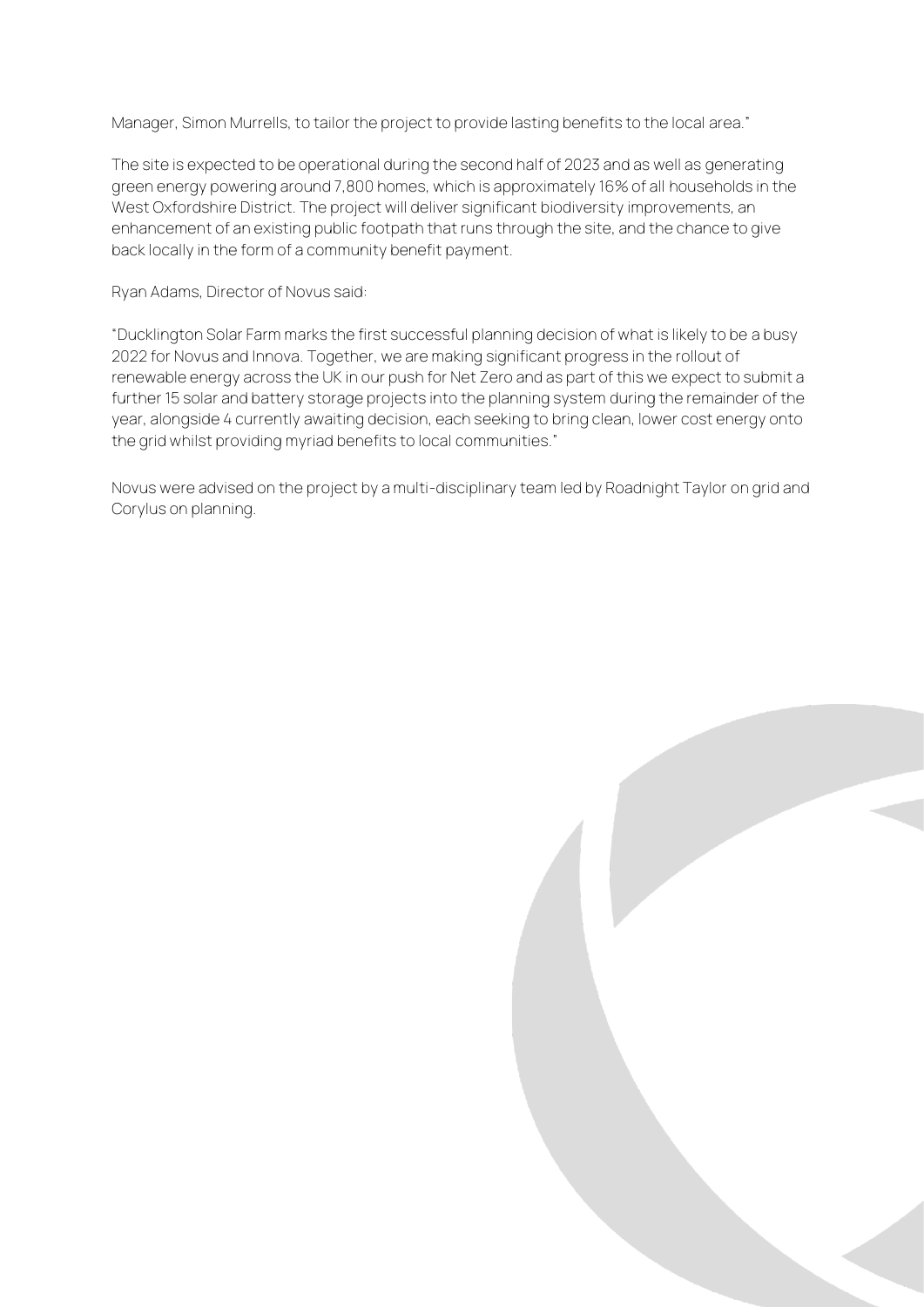Manager, Simon Murrells, to tailor the project to provide lasting benefits to the local area."

The site is expected to be operational during the second half of 2023 and as well as generating green energy powering around 7,800 homes, which is approximately 16% of all households in the West Oxfordshire District. The project will deliver significant biodiversity improvements, an enhancement of an existing public footpath that runs through the site, and the chance to give back locally in the form of a community benefit payment.

Ryan Adams, Director of Novus said:

"Ducklington Solar Farm marks the first successful planning decision of what is likely to be a busy 2022 for Novus and Innova. Together, we are making significant progress in the rollout of renewable energy across the UK in our push for Net Zero and as part of this we expect to submit a further 15 solar and battery storage projects into the planning system during the remainder of the year, alongside 4 currently awaiting decision, each seeking to bring clean, lower cost energy onto the grid whilst providing myriad benefits to local communities."

Novus were advised on the project by a multi-disciplinary team led by Roadnight Taylor on grid and Corylus on planning.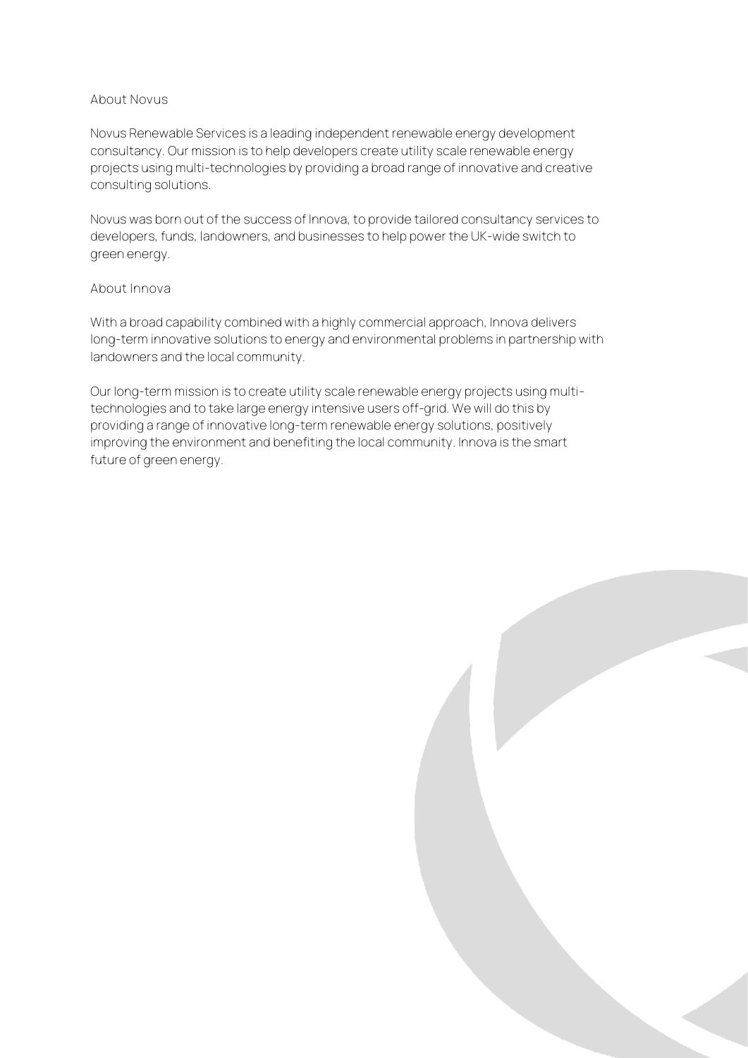## About Novus

Novus Renewable Services is a leading independent renewable energy development consultancy. Our mission is to help developers create utility scale renewable energy projects using multi-technologies by providing a broad range of innovative and creative consulting solutions.

Novus was born out of the success of Innova, to provide tailored consultancy services to developers, funds, landowners, and businesses to help power the UK-wide switch to green energy.

## About Innova

With a broad capability combined with a highly commercial approach, Innova delivers long-term innovative solutions to energy and environmental problems in partnership with landowners and the local community.

Our long-term mission is to create utility scale renewable energy projects using multi-technologies and to take large energy intensive users off-grid. We will do this by providing a range of innovative long-term renewable energy solutions, positively improving the environment and benefiting the local community. Innova is the smart future of green energy.